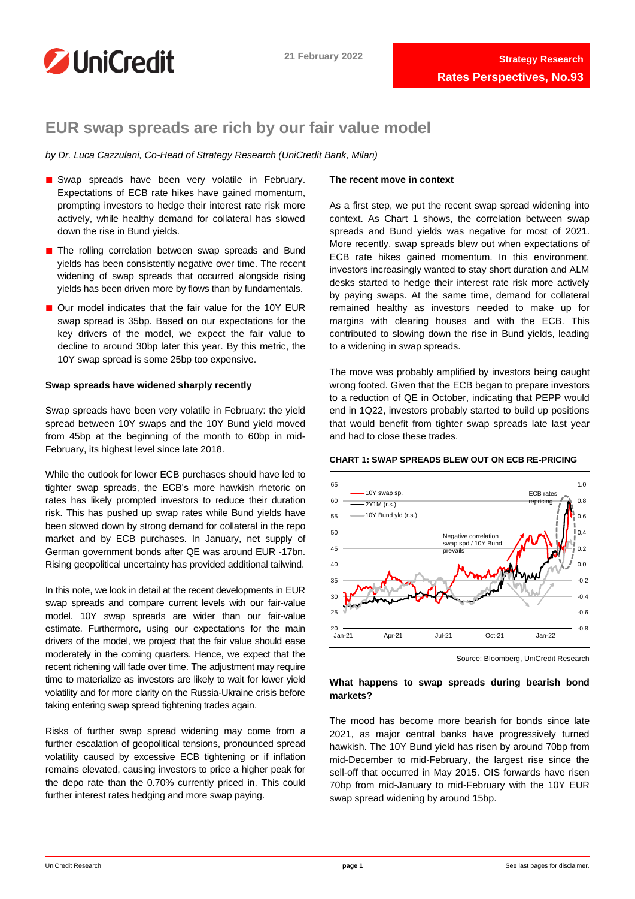21 February 2022

Strategy Research

**Rates Perspectives, No.93**

# EUR swap spreads are rich by our fair value model

*by Dr. Luca Cazzulani, Co-Head of Strategy Research (UniCredit Bank, Milan)*

- Swap spreads have been very volatile in February. Expectations of ECB rate hikes have gained momentum, prompting investors to hedge their interest rate risk more actively, while healthy demand for collateral has slowed down the rise in Bund yields.
- The rolling correlation between swap spreads and Bund yields has been consistently negative over time. The recent widening of swap spreads that occurred alongside rising yields has been driven more by flows than by fundamentals.
- Our model indicates that the fair value for the 10Y EUR swap spread is 35bp. Based on our expectations for the key drivers of the model, we expect the fair value to decline to around 30bp later this year. By this metric, the 10Y swap spread is some 25bp too expensive.

### Swap spreads have widened sharply recently

Swap spreads have been very volatile in February: the yield spread between 10Y swaps and the 10Y Bund yield moved from 45bp at the beginning of the month to 60bp in mid-February, its highest level since late 2018.

While the outlook for lower ECB purchases should have led to tighter swap spreads, the ECB's more hawkish rhetoric on rates has likely prompted investors to reduce their duration risk. This has pushed up swap rates while Bund yields have been slowed down by strong demand for collateral in the repo market and by ECB purchases. In January, net supply of German government bonds after QE was around EUR -17bn. Rising geopolitical uncertainty has provided additional tailwind.

In this note, we look in detail at the recent developments in EUR swap spreads and compare current levels with our fair-value model. 10Y swap spreads are wider than our fair-value estimate. Furthermore, using our expectations for the main drivers of the model, we project that the fair value should ease moderately in the coming quarters. Hence, we expect that the recent richening will fade over time. The adjustment may require time to materialize as investors are likely to wait for lower yield volatility and for more clarity on the Russia-Ukraine crisis before taking entering swap spread tightening trades again.

Risks of further swap spread widening may come from a further escalation of geopolitical tensions, pronounced spread volatility caused by excessive ECB tightening or if inflation remains elevated, causing investors to price a higher peak for the depo rate than the 0.70% currently priced in. This could further interest rates hedging and more swap paying.

### The recent move in context

As a first step, we put the recent swap spread widening into context. As Chart 1 shows, the correlation between swap spreads and Bund yields was negative for most of 2021. More recently, swap spreads blew out when expectations of ECB rate hikes gained momentum. In this environment, investors increasingly wanted to stay short duration and ALM desks started to hedge their interest rate risk more actively by paying swaps. At the same time, demand for collateral remained healthy as investors needed to make up for margins with clearing houses and with the ECB. This contributed to slowing down the rise in Bund yields, leading to a widening in swap spreads.

The move was probably amplified by investors being caught wrong footed. Given that the ECB began to prepare investors to a reduction of QE in October, indicating that PEPP would end in 1Q22, investors probably started to build up positions that would benefit from tighter swap spreads late last year and had to close these trades.

**CHART 1: SWAP SPREADS BLEW OUT ON ECB RE-PRICING**

Source: Bloomberg, UniCredit Research

### What happens to swap spreads during bearish bond markets?

The mood has become more bearish for bonds since late 2021, as major central banks have progressively turned hawkish. The 10Y Bund yield has risen by around 70bp from mid-December to mid-February, the largest rise since the sell-off that occurred in May 2015. OIS forwards have risen 70bp from mid-January to mid-February with the 10Y EUR swap spread widening by around 15bp.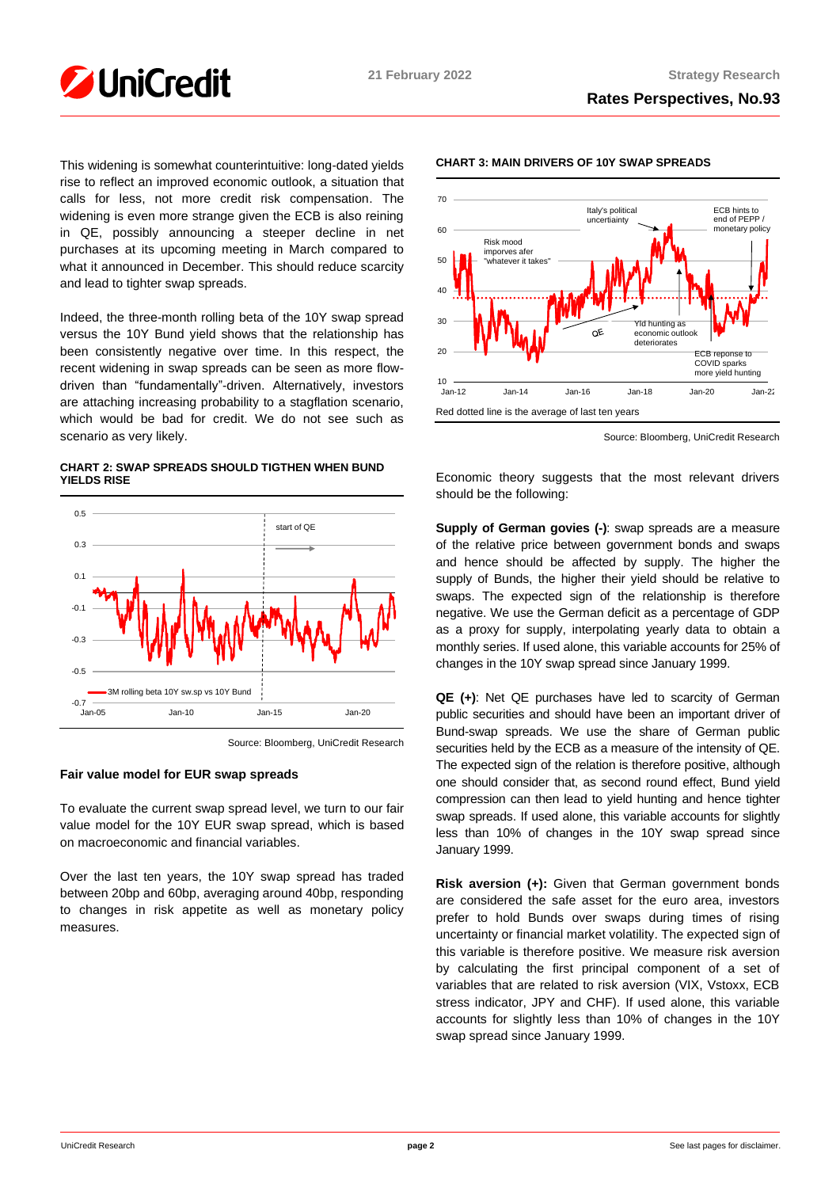This widening is somewhat counterintuitive: long-dated yields rise to reflect an improved economic outlook, a situation that calls for less, not more credit risk compensation. The widening is even more strange given the ECB is also reining in QE, possibly announcing a steeper decline in net purchases at its upcoming meeting in March compared to what it announced in December. This should reduce scarcity and lead to tighter swap spreads.

Indeed, the three-month rolling beta of the 10Y swap spread versus the 10Y Bund yield shows that the relationship has been consistently negative over time. In this respect, the recent widening in swap spreads can be seen as more flow-driven than "fundamentally"-driven. Alternatively, investors are attaching increasing probability to a stagflation scenario, which would be bad for credit. We do not see such as scenario as very likely.

**CHART 2: SWAP SPREADS SHOULD TIGTHEN WHEN BUND YIELDS RISE**

Source: Bloomberg, UniCredit Research

### Fair value model for EUR swap spreads

To evaluate the current swap spread level, we turn to our fair value model for the 10Y EUR swap spread, which is based on macroeconomic and financial variables.

Over the last ten years, the 10Y swap spread has traded between 20bp and 60bp, averaging around 40bp, responding to changes in risk appetite as well as monetary policy measures.

**CHART 3: MAIN DRIVERS OF 10Y SWAP SPREADS**

Red dotted line is the average of last ten years

Source: Bloomberg, UniCredit Research

Economic theory suggests that the most relevant drivers should be the following:

**Supply of German govies (-)**: swap spreads are a measure of the relative price between government bonds and swaps and hence should be affected by supply. The higher the supply of Bunds, the higher their yield should be relative to swaps. The expected sign of the relationship is therefore negative. We use the German deficit as a percentage of GDP as a proxy for supply, interpolating yearly data to obtain a monthly series. If used alone, this variable accounts for 25% of changes in the 10Y swap spread since January 1999.

**QE (+)**: Net QE purchases have led to scarcity of German public securities and should have been an important driver of Bund-swap spreads. We use the share of German public securities held by the ECB as a measure of the intensity of QE. The expected sign of the relation is therefore positive, although one should consider that, as second round effect, Bund yield compression can then lead to yield hunting and hence tighter swap spreads. If used alone, this variable accounts for slightly less than 10% of changes in the 10Y swap spread since January 1999.

**Risk aversion (+):** Given that German government bonds are considered the safe asset for the euro area, investors prefer to hold Bunds over swaps during times of rising uncertainty or financial market volatility. The expected sign of this variable is therefore positive. We measure risk aversion by calculating the first principal component of a set of variables that are related to risk aversion (VIX, Vstoxx, ECB stress indicator, JPY and CHF). If used alone, this variable accounts for slightly less than 10% of changes in the 10Y swap spread since January 1999.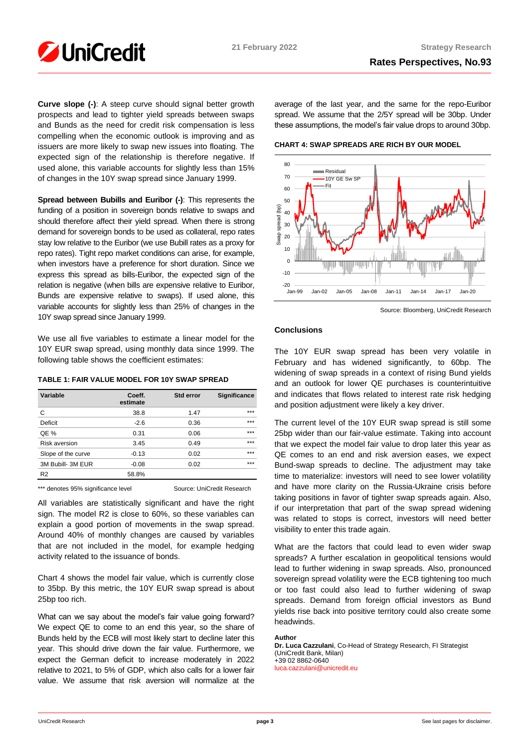**Curve slope (-)**: A steep curve should signal better growth prospects and lead to tighter yield spreads between swaps and Bunds as the need for credit risk compensation is less compelling when the economic outlook is improving and as issuers are more likely to swap new issues into floating. The expected sign of the relationship is therefore negative. If used alone, this variable accounts for slightly less than 15% of changes in the 10Y swap spread since January 1999.

**Spread between Bubills and Euribor (-)**: This represents the funding of a position in sovereign bonds relative to swaps and should therefore affect their yield spread. When there is strong demand for sovereign bonds to be used as collateral, repo rates stay low relative to the Euribor (we use Bubill rates as a proxy for repo rates). Tight repo market conditions can arise, for example, when investors have a preference for short duration. Since we express this spread as bills-Euribor, the expected sign of the relation is negative (when bills are expensive relative to Euribor, Bunds are expensive relative to swaps). If used alone, this variable accounts for slightly less than 25% of changes in the 10Y swap spread since January 1999.

We use all five variables to estimate a linear model for the 10Y EUR swap spread, using monthly data since 1999. The following table shows the coefficient estimates:

**TABLE 1: FAIR VALUE MODEL FOR 10Y SWAP SPREAD**

| Variable | Coeff. estimate | Std error | Significance |
|---|---|---|---|
| C | 38.8 | 1.47 | *** |
| Deficit | -2.6 | 0.36 | *** |
| QE % | 0.31 | 0.06 | *** |
| Risk aversion | 3.45 | 0.49 | *** |
| Slope of the curve | -0.13 | 0.02 | *** |
| 3M Bubill- 3M EUR | -0.08 | 0.02 | *** |
| R2 | 58.8% | | |

*** denotes 95% significance level

Source: UniCredit Research

All variables are statistically significant and have the right sign. The model $R^2$ is close to 60%, so these variables can explain a good portion of movements in the swap spread. Around 40% of monthly changes are caused by variables that are not included in the model, for example hedging activity related to the issuance of bonds.

Chart 4 shows the model fair value, which is currently close to 35bp. By this metric, the 10Y EUR swap spread is about 25bp too rich.

What can we say about the model's fair value going forward? We expect QE to come to an end this year, so the share of Bunds held by the ECB will most likely start to decline later this year. This should drive down the fair value. Furthermore, we expect the German deficit to increase moderately in 2022 relative to 2021, to 5% of GDP, which also calls for a lower fair value. We assume that risk aversion will normalize at the average of the last year, and the same for the repo-Euribor spread. We assume that the 2/5Y spread will be 30bp. Under these assumptions, the model's fair value drops to around 30bp.

**CHART 4: SWAP SPREADS ARE RICH BY OUR MODEL**

Source: Bloomberg, UniCredit Research

## Conclusions

The 10Y EUR swap spread has been very volatile in February and has widened significantly, to 60bp. The widening of swap spreads in a context of rising Bund yields and an outlook for lower QE purchases is counterintuitive and indicates that flows related to interest rate risk hedging and position adjustment were likely a key driver.

The current level of the 10Y EUR swap spread is still some 25bp wider than our fair-value estimate. Taking into account that we expect the model fair value to drop later this year as QE comes to an end and risk aversion eases, we expect Bund-swap spreads to decline. The adjustment may take time to materialize: investors will need to see lower volatility and have more clarity on the Russia-Ukraine crisis before taking positions in favor of tighter swap spreads again. Also, if our interpretation that part of the swap spread widening was related to stops is correct, investors will need better visibility to enter this trade again.

What are the factors that could lead to even wider swap spreads? A further escalation in geopolitical tensions would lead to further widening in swap spreads. Also, pronounced sovereign spread volatility were the ECB tightening too much or too fast could also lead to further widening of swap spreads. Demand from foreign official investors as Bund yields rise back into positive territory could also create some headwinds.

**Author**
**Dr. Luca Cazzulani**, Co-Head of Strategy Research, FI Strategist
(UniCredit Bank, Milan)
+39 02 8862-0640
luca.cazzulani@unicredit.eu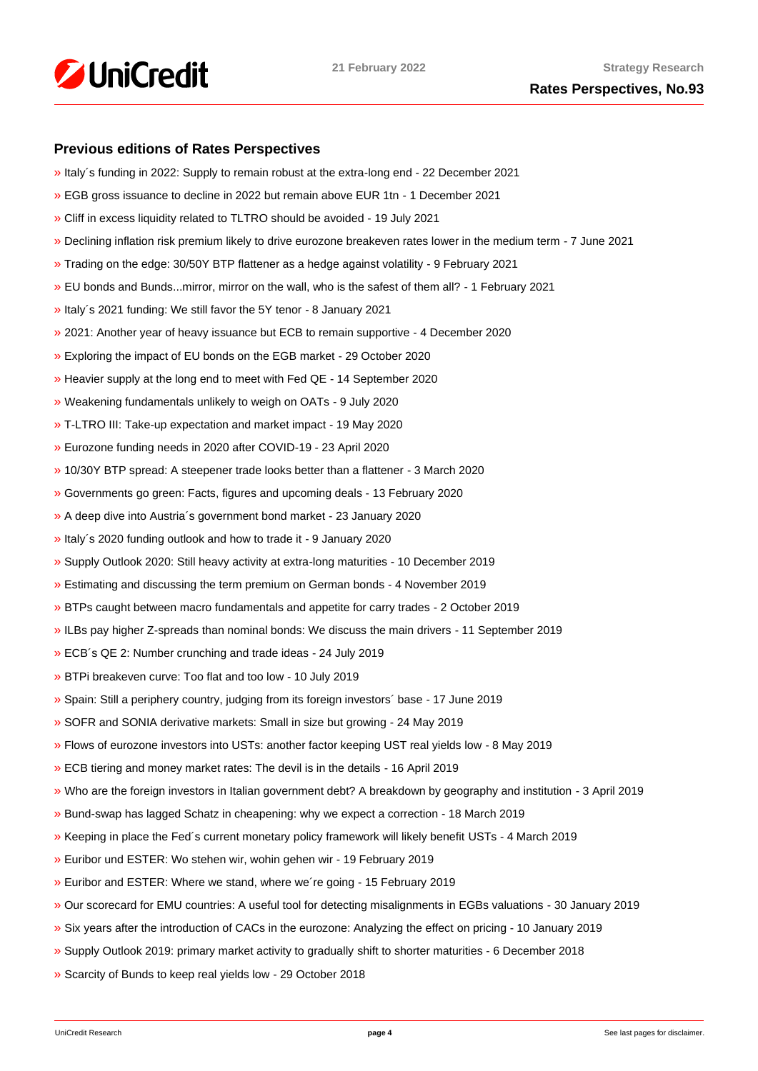## Previous editions of Rates Perspectives

» Italy´s funding in 2022: Supply to remain robust at the extra-long end - 22 December 2021

» EGB gross issuance to decline in 2022 but remain above EUR 1tn - 1 December 2021

» Cliff in excess liquidity related to TLTRO should be avoided - 19 July 2021

» Declining inflation risk premium likely to drive eurozone breakeven rates lower in the medium term - 7 June 2021

» Trading on the edge: 30/50Y BTP flattener as a hedge against volatility - 9 February 2021

» EU bonds and Bunds...mirror, mirror on the wall, who is the safest of them all? - 1 February 2021

» Italy´s 2021 funding: We still favor the 5Y tenor - 8 January 2021

» 2021: Another year of heavy issuance but ECB to remain supportive - 4 December 2020

» Exploring the impact of EU bonds on the EGB market - 29 October 2020

» Heavier supply at the long end to meet with Fed QE - 14 September 2020

» Weakening fundamentals unlikely to weigh on OATs - 9 July 2020

» T-LTRO III: Take-up expectation and market impact - 19 May 2020

» Eurozone funding needs in 2020 after COVID-19 - 23 April 2020

» 10/30Y BTP spread: A steepener trade looks better than a flattener - 3 March 2020

» Governments go green: Facts, figures and upcoming deals - 13 February 2020

» A deep dive into Austria´s government bond market - 23 January 2020

» Italy´s 2020 funding outlook and how to trade it - 9 January 2020

» Supply Outlook 2020: Still heavy activity at extra-long maturities - 10 December 2019

» Estimating and discussing the term premium on German bonds - 4 November 2019

» BTPs caught between macro fundamentals and appetite for carry trades - 2 October 2019

» ILBs pay higher Z-spreads than nominal bonds: We discuss the main drivers - 11 September 2019

» ECB´s QE 2: Number crunching and trade ideas - 24 July 2019

» BTPi breakeven curve: Too flat and too low - 10 July 2019

» Spain: Still a periphery country, judging from its foreign investors´ base - 17 June 2019

» SOFR and SONIA derivative markets: Small in size but growing - 24 May 2019

» Flows of eurozone investors into USTs: another factor keeping UST real yields low - 8 May 2019

» ECB tiering and money market rates: The devil is in the details - 16 April 2019

» Who are the foreign investors in Italian government debt? A breakdown by geography and institution - 3 April 2019

» Bund-swap has lagged Schatz in cheapening: why we expect a correction - 18 March 2019

» Keeping in place the Fed´s current monetary policy framework will likely benefit USTs - 4 March 2019

» Euribor und ESTER: Wo stehen wir, wohin gehen wir - 19 February 2019

» Euribor and ESTER: Where we stand, where we´re going - 15 February 2019

» Our scorecard for EMU countries: A useful tool for detecting misalignments in EGBs valuations - 30 January 2019

» Six years after the introduction of CACs in the eurozone: Analyzing the effect on pricing - 10 January 2019

» Supply Outlook 2019: primary market activity to gradually shift to shorter maturities - 6 December 2018

» Scarcity of Bunds to keep real yields low - 29 October 2018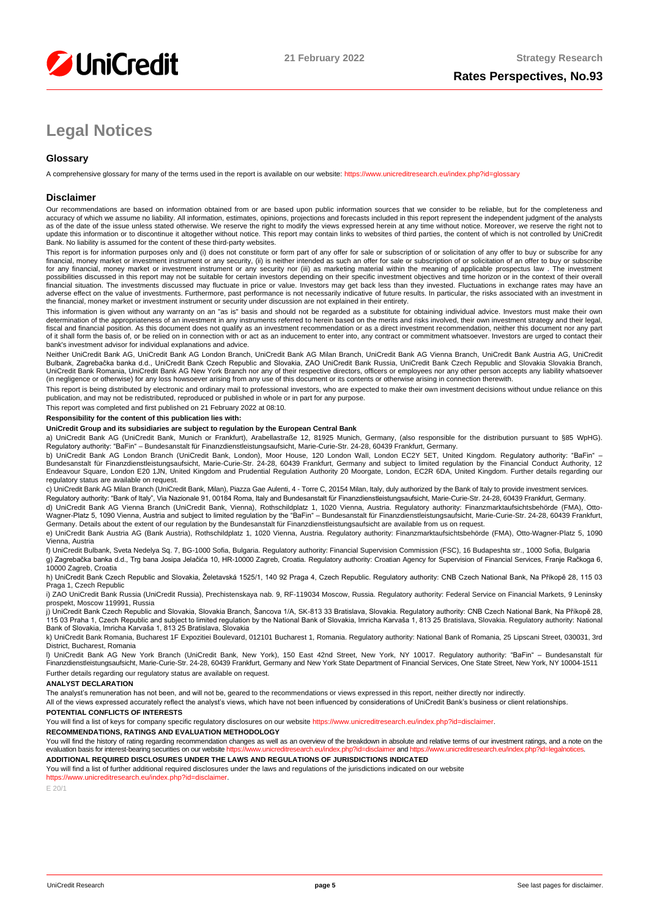# Legal Notices

## Glossary

A comprehensive glossary for many of the terms used in the report is available on our website: https://www.unicreditresearch.eu/index.php?id=glossary

## Disclaimer

Our recommendations are based on information obtained from or are based upon public information sources that we consider to be reliable, but for the completeness and accuracy of which we assume no liability. All information, estimates, opinions, projections and forecasts included in this report represent the independent judgment of the analysts as of the date of the issue unless stated otherwise. We reserve the right to modify the views expressed herein at any time without notice. Moreover, we reserve the right not to update this information or to discontinue it altogether without notice. This report may contain links to websites of third parties, the content of which is not controlled by UniCredit Bank. No liability is assumed for the content of these third-party websites.

This report is for information purposes only and (i) does not constitute or form part of any offer for sale or subscription of or solicitation of any offer to buy or subscribe for any financial, money market or investment instrument or any security, (ii) is neither intended as such an offer for sale or subscription of or solicitation of an offer to buy or subscribe for any financial, money market or investment instrument or any security nor (iii) as marketing material within the meaning of applicable prospectus law . The investment possibilities discussed in this report may not be suitable for certain investors depending on their specific investment objectives and time horizon or in the context of their overall financial situation. The investments discussed may fluctuate in price or value. Investors may get back less than they invested. Fluctuations in exchange rates may have an adverse effect on the value of investments. Furthermore, past performance is not necessarily indicative of future results. In particular, the risks associated with an investment in the financial, money market or investment instrument or security under discussion are not explained in their entirety.

This information is given without any warranty on an "as is" basis and should not be regarded as a substitute for obtaining individual advice. Investors must make their own determination of the appropriateness of an investment in any instruments referred to herein based on the merits and risks involved, their own investment strategy and their legal, fiscal and financial position. As this document does not qualify as an investment recommendation or as a direct investment recommendation, neither this document nor any part of it shall form the basis of, or be relied on in connection with or act as an inducement to enter into, any contract or commitment whatsoever. Investors are urged to contact their bank's investment advisor for individual explanations and advice.

Neither UniCredit Bank AG, UniCredit Bank AG London Branch, UniCredit Bank AG Milan Branch, UniCredit Bank AG Vienna Branch, UniCredit Bank Austria AG, UniCredit Bulbank, Zagrebačka banka d.d., UniCredit Bank Czech Republic and Slovakia, ZAO UniCredit Bank Russia, UniCredit Bank Czech Republic and Slovakia Slovakia Branch, UniCredit Bank Romania, UniCredit Bank AG New York Branch nor any of their respective directors, officers or employees nor any other person accepts any liability whatsoever (in negligence or otherwise) for any loss howsoever arising from any use of this document or its contents or otherwise arising in connection therewith.

This report is being distributed by electronic and ordinary mail to professional investors, who are expected to make their own investment decisions without undue reliance on this publication, and may not be redistributed, reproduced or published in whole or in part for any purpose.

This report was completed and first published on 21 February 2022 at 08:10.

**Responsibility for the content of this publication lies with:**

**UniCredit Group and its subsidiaries are subject to regulation by the European Central Bank**

a) UniCredit Bank AG (UniCredit Bank, Munich or Frankfurt), Arabellastraße 12, 81925 Munich, Germany, (also responsible for the distribution pursuant to §85 WpHG). Regulatory authority: "BaFin" – Bundesanstalt für Finanzdienstleistungsaufsicht, Marie-Curie-Str. 24-28, 60439 Frankfurt, Germany.

b) UniCredit Bank AG London Branch (UniCredit Bank, London), Moor House, 120 London Wall, London EC2Y 5ET, United Kingdom. Regulatory authority: "BaFin" – Bundesanstalt für Finanzdienstleistungsaufsicht, Marie-Curie-Str. 24-28, 60439 Frankfurt, Germany and subject to limited regulation by the Financial Conduct Authority, 12 Endeavour Square, London E20 1JN, United Kingdom and Prudential Regulation Authority 20 Moorgate, London, EC2R 6DA, United Kingdom. Further details regarding our regulatory status are available on request.

c) UniCredit Bank AG Milan Branch (UniCredit Bank, Milan), Piazza Gae Aulenti, 4 - Torre C, 20154 Milan, Italy, duly authorized by the Bank of Italy to provide investment services.

Regulatory authority: "Bank of Italy", Via Nazionale 91, 00184 Roma, Italy and Bundesanstalt für Finanzdienstleistungsaufsicht, Marie-Curie-Str. 24-28, 60439 Frankfurt, Germany.

d) UniCredit Bank AG Vienna Branch (UniCredit Bank, Vienna), Rothschildplatz 1, 1020 Vienna, Austria. Regulatory authority: Finanzmarktaufsichtsbehörde (FMA), Otto-Wagner-Platz 5, 1090 Vienna, Austria and subject to limited regulation by the "BaFin" – Bundesanstalt für Finanzdienstleistungsaufsicht, Marie-Curie-Str. 24-28, 60439 Frankfurt, Germany. Details about the extent of our regulation by the Bundesanstalt für Finanzdienstleistungsaufsicht are available from us on request.

e) UniCredit Bank Austria AG (Bank Austria), Rothschildplatz 1, 1020 Vienna, Austria. Regulatory authority: Finanzmarktaufsichtsbehörde (FMA), Otto-Wagner-Platz 5, 1090 Vienna, Austria

f) UniCredit Bulbank, Sveta Nedelya Sq. 7, BG-1000 Sofia, Bulgaria. Regulatory authority: Financial Supervision Commission (FSC), 16 Budapeshta str., 1000 Sofia, Bulgaria

g) Zagrebačka banka d.d., Trg bana Josipa Jelačića 10, HR-10000 Zagreb, Croatia. Regulatory authority: Croatian Agency for Supervision of Financial Services, Franje Račkoga 6, 10000 Zagreb, Croatia

h) UniCredit Bank Czech Republic and Slovakia, Želetavská 1525/1, 140 92 Praga 4, Czech Republic. Regulatory authority: CNB Czech National Bank, Na Příkopě 28, 115 03 Praga 1, Czech Republic

i) ZAO UniCredit Bank Russia (UniCredit Russia), Prechistenskaya nab. 9, RF-119034 Moscow, Russia. Regulatory authority: Federal Service on Financial Markets, 9 Leninsky prospekt, Moscow 119991, Russia

j) UniCredit Bank Czech Republic and Slovakia, Slovakia Branch, Šancova 1/A, SK-813 33 Bratislava, Slovakia. Regulatory authority: CNB Czech National Bank, Na Příkopě 28, 115 03 Praha 1, Czech Republic and subject to limited regulation by the National Bank of Slovakia, Imricha Karvaša 1, 813 25 Bratislava, Slovakia. Regulatory authority: National Bank of Slovakia, Imricha Karvaša 1, 813 25 Bratislava, Slovakia

k) UniCredit Bank Romania, Bucharest 1F Expozitiei Boulevard, 012101 Bucharest 1, Romania. Regulatory authority: National Bank of Romania, 25 Lipscani Street, 030031, 3rd District, Bucharest, Romania

l) UniCredit Bank AG New York Branch (UniCredit Bank, New York), 150 East 42nd Street, New York, NY 10017. Regulatory authority: "BaFin" – Bundesanstalt für Finanzdienstleistungsaufsicht, Marie-Curie-Str. 24-28, 60439 Frankfurt, Germany and New York State Department of Financial Services, One State Street, New York, NY 10004-1511

Further details regarding our regulatory status are available on request.

**ANALYST DECLARATION**

The analyst's remuneration has not been, and will not be, geared to the recommendations or views expressed in this report, neither directly nor indirectly.

All of the views expressed accurately reflect the analyst's views, which have not been influenced by considerations of UniCredit Bank's business or client relationships.

**POTENTIAL CONFLICTS OF INTERESTS**

You will find a list of keys for company specific regulatory disclosures on our website https://www.unicreditresearch.eu/index.php?id=disclaimer.

**RECOMMENDATIONS, RATINGS AND EVALUATION METHODOLOGY**

You will find the history of rating regarding recommendation changes as well as an overview of the breakdown in absolute and relative terms of our investment ratings, and a note on the evaluation basis for interest-bearing securities on our website https://www.unicreditresearch.eu/index.php?id=disclaimer and https://www.unicreditresearch.eu/index.php?id=legalnotices.

**ADDITIONAL REQUIRED DISCLOSURES UNDER THE LAWS AND REGULATIONS OF JURISDICTIONS INDICATED**

You will find a list of further additional required disclosures under the laws and regulations of the jurisdictions indicated on our website https://www.unicreditresearch.eu/index.php?id=disclaimer.

E 20/1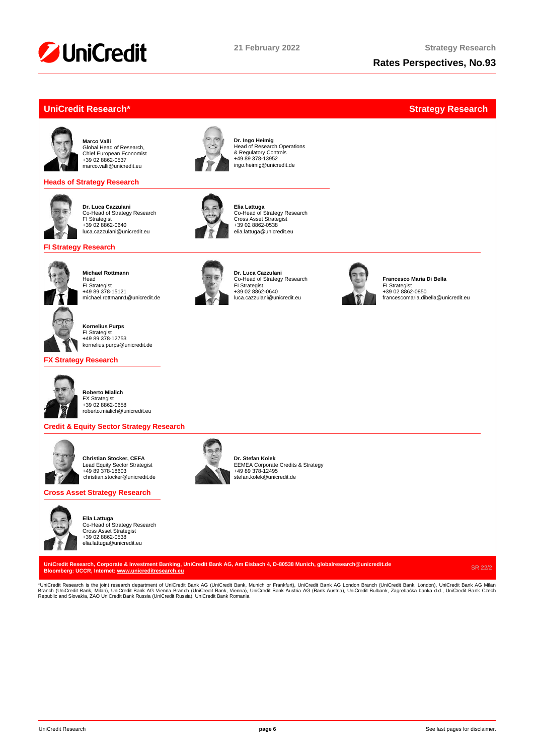## UniCredit Research* — Strategy Research

**Marco Valli**
Global Head of Research,
Chief European Economist
+39 02 8862-0537
marco.valli@unicredit.eu

**Dr. Ingo Heimig**
Head of Research Operations
& Regulatory Controls
+49 89 378-13952
ingo.heimig@unicredit.de

### Heads of Strategy Research

**Dr. Luca Cazzulani**
Co-Head of Strategy Research
FI Strategist
+39 02 8862-0640
luca.cazzulani@unicredit.eu

**Elia Lattuga**
Co-Head of Strategy Research
Cross Asset Strategist
+39 02 8862-0538
elia.lattuga@unicredit.eu

### FI Strategy Research

**Michael Rottmann**
Head
FI Strategist
+49 89 378-15121
michael.rottmann1@unicredit.de

**Dr. Luca Cazzulani**
Co-Head of Strategy Research
FI Strategist
+39 02 8862-0640
luca.cazzulani@unicredit.eu

**Francesco Maria Di Bella**
FI Strategist
+39 02 8862-0850
francescomaria.dibella@unicredit.eu

**Kornelius Purps**
FI Strategist
+49 89 378-12753
kornelius.purps@unicredit.de

### FX Strategy Research

**Roberto Mialich**
FX Strategist
+39 02 8862-0658
roberto.mialich@unicredit.eu

### Credit & Equity Sector Strategy Research

**Christian Stocker, CEFA**
Lead Equity Sector Strategist
+49 89 378-18603
christian.stocker@unicredit.de

**Dr. Stefan Kolek**
EEMEA Corporate Credits & Strategy
+49 89 378-12495
stefan.kolek@unicredit.de

### Cross Asset Strategy Research

**Elia Lattuga**
Co-Head of Strategy Research
Cross Asset Strategist
+39 02 8862-0538
elia.lattuga@unicredit.eu

**UniCredit Research, Corporate & Investment Banking, UniCredit Bank AG, Am Eisbach 4, D-80538 Munich, globalresearch@unicredit.de**
**Bloomberg: UCCR, Internet: www.unicreditresearch.eu**

SR 22/2

*UniCredit Research is the joint research department of UniCredit Bank AG (UniCredit Bank, Munich or Frankfurt), UniCredit Bank AG London Branch (UniCredit Bank, London), UniCredit Bank AG Milan Branch (UniCredit Bank, Milan), UniCredit Bank AG Vienna Branch (UniCredit Bank, Vienna), UniCredit Bank Austria AG (Bank Austria), UniCredit Bulbank, Zagrebačka banka d.d., UniCredit Bank Czech Republic and Slovakia, ZAO UniCredit Bank Russia (UniCredit Russia), UniCredit Bank Romania.